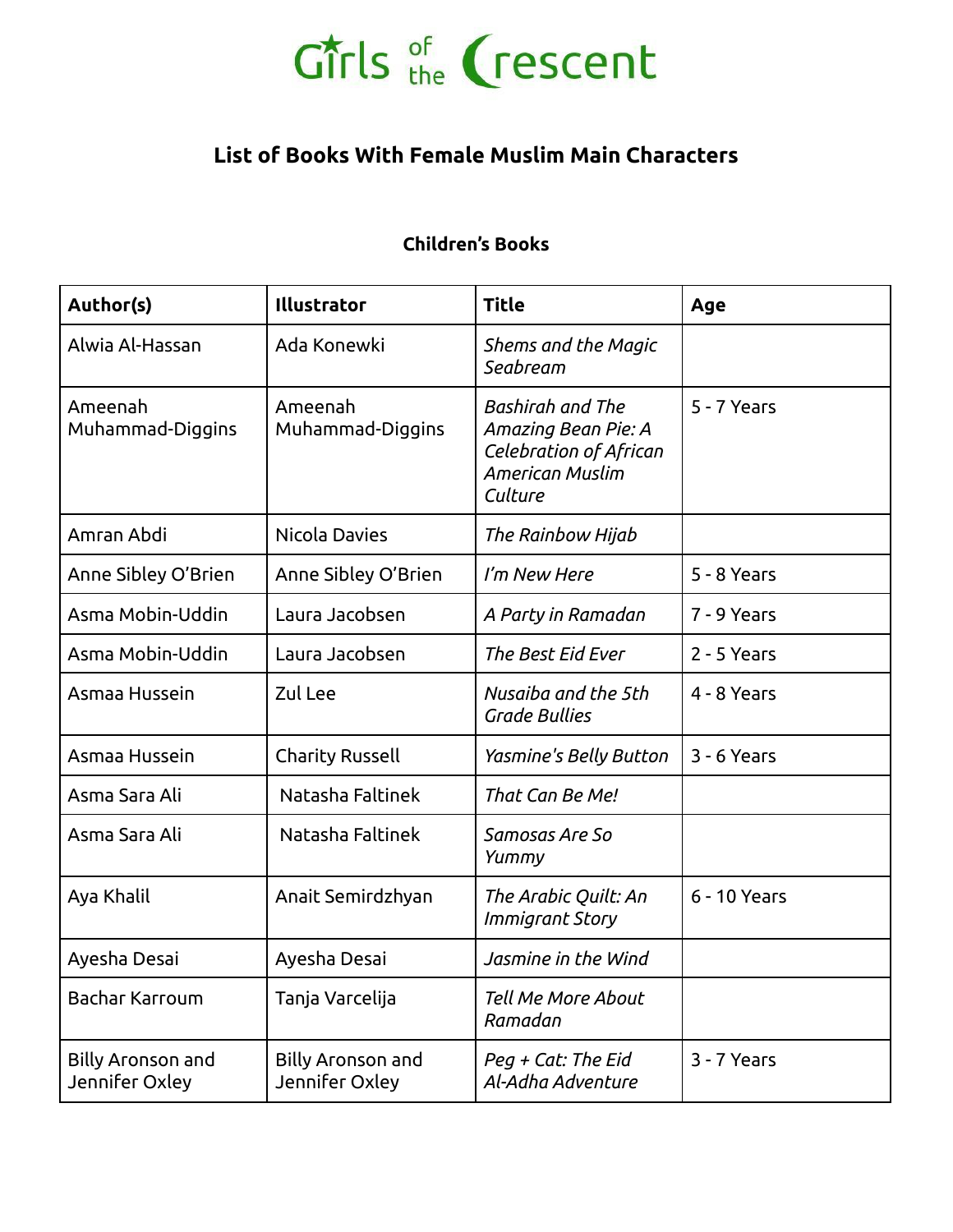# Girls of the Crescent

## List of Books With Female Muslim Main Characters

### Children's Books

| Author(s) | Illustrator | Title | Age |
| --- | --- | --- | --- |
| Alwia Al-Hassan | Ada Konewki | *Shems and the Magic Seabream* | |
| Ameenah Muhammad-Diggins | Ameenah Muhammad-Diggins | *Bashirah and The Amazing Bean Pie: A Celebration of African American Muslim Culture* | 5 - 7 Years |
| Amran Abdi | Nicola Davies | *The Rainbow Hijab* | |
| Anne Sibley O'Brien | Anne Sibley O'Brien | *I'm New Here* | 5 - 8 Years |
| Asma Mobin-Uddin | Laura Jacobsen | *A Party in Ramadan* | 7 - 9 Years |
| Asma Mobin-Uddin | Laura Jacobsen | *The Best Eid Ever* | 2 - 5 Years |
| Asmaa Hussein | Zul Lee | *Nusaiba and the 5th Grade Bullies* | 4 - 8 Years |
| Asmaa Hussein | Charity Russell | *Yasmine's Belly Button* | 3 - 6 Years |
| Asma Sara Ali | Natasha Faltinek | *That Can Be Me!* | |
| Asma Sara Ali | Natasha Faltinek | *Samosas Are So Yummy* | |
| Aya Khalil | Anait Semirdzhyan | *The Arabic Quilt: An Immigrant Story* | 6 - 10 Years |
| Ayesha Desai | Ayesha Desai | *Jasmine in the Wind* | |
| Bachar Karroum | Tanja Varcelija | *Tell Me More About Ramadan* | |
| Billy Aronson and Jennifer Oxley | Billy Aronson and Jennifer Oxley | *Peg + Cat: The Eid Al-Adha Adventure* | 3 - 7 Years |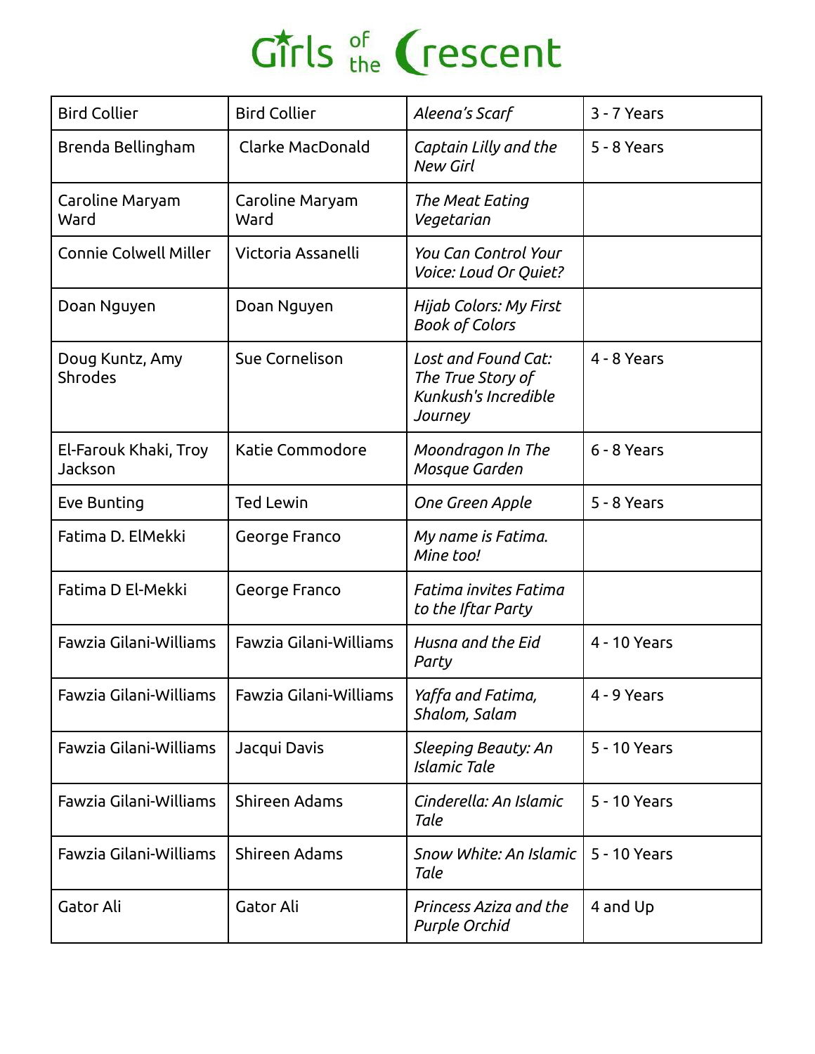# Girls of the Crescent

| | | | |
|---|---|---|---|
| Bird Collier | Bird Collier | *Aleena's Scarf* | 3 - 7 Years |
| Brenda Bellingham | Clarke MacDonald | *Captain Lilly and the New Girl* | 5 - 8 Years |
| Caroline Maryam Ward | Caroline Maryam Ward | *The Meat Eating Vegetarian* | |
| Connie Colwell Miller | Victoria Assanelli | *You Can Control Your Voice: Loud Or Quiet?* | |
| Doan Nguyen | Doan Nguyen | *Hijab Colors: My First Book of Colors* | |
| Doug Kuntz, Amy Shrodes | Sue Cornelison | *Lost and Found Cat: The True Story of Kunkush's Incredible Journey* | 4 - 8 Years |
| El-Farouk Khaki, Troy Jackson | Katie Commodore | *Moondragon In The Mosque Garden* | 6 - 8 Years |
| Eve Bunting | Ted Lewin | *One Green Apple* | 5 - 8 Years |
| Fatima D. ElMekki | George Franco | *My name is Fatima. Mine too!* | |
| Fatima D El-Mekki | George Franco | *Fatima invites Fatima to the Iftar Party* | |
| Fawzia Gilani-Williams | Fawzia Gilani-Williams | *Husna and the Eid Party* | 4 - 10 Years |
| Fawzia Gilani-Williams | Fawzia Gilani-Williams | *Yaffa and Fatima, Shalom, Salam* | 4 - 9 Years |
| Fawzia Gilani-Williams | Jacqui Davis | *Sleeping Beauty: An Islamic Tale* | 5 - 10 Years |
| Fawzia Gilani-Williams | Shireen Adams | *Cinderella: An Islamic Tale* | 5 - 10 Years |
| Fawzia Gilani-Williams | Shireen Adams | *Snow White: An Islamic Tale* | 5 - 10 Years |
| Gator Ali | Gator Ali | *Princess Aziza and the Purple Orchid* | 4 and Up |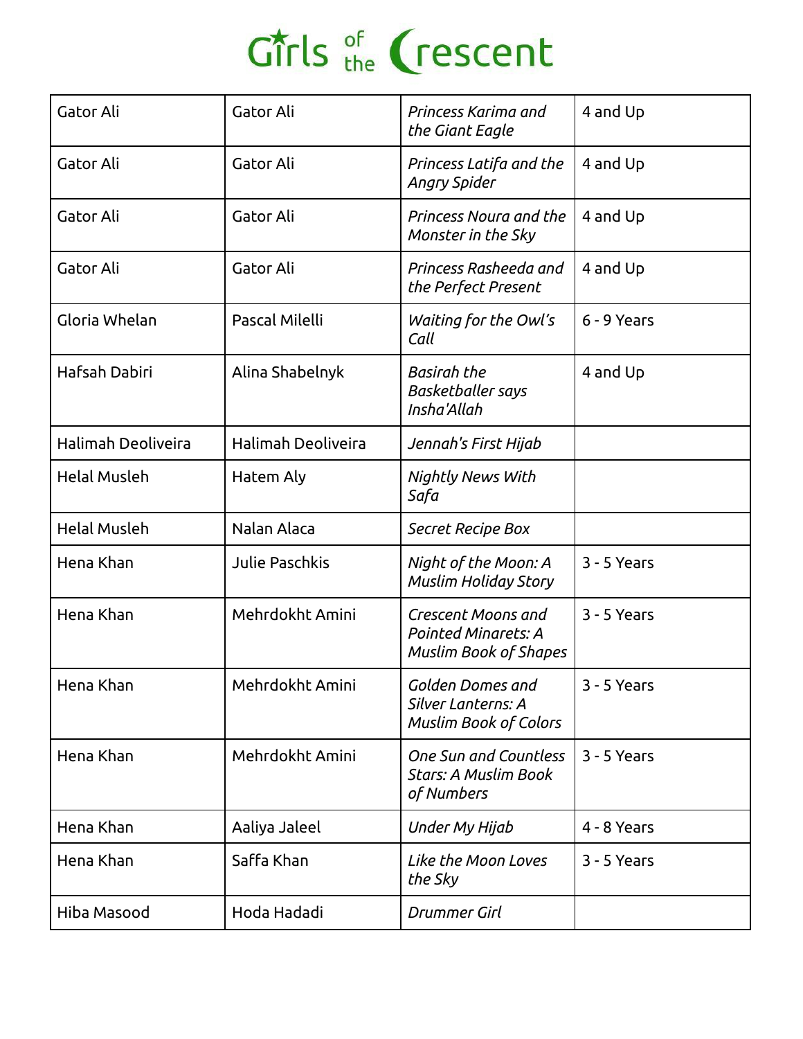| | | | |
|---|---|---|---|
| Gator Ali | Gator Ali | *Princess Karima and the Giant Eagle* | 4 and Up |
| Gator Ali | Gator Ali | *Princess Latifa and the Angry Spider* | 4 and Up |
| Gator Ali | Gator Ali | *Princess Noura and the Monster in the Sky* | 4 and Up |
| Gator Ali | Gator Ali | *Princess Rasheeda and the Perfect Present* | 4 and Up |
| Gloria Whelan | Pascal Milelli | *Waiting for the Owl's Call* | 6 - 9 Years |
| Hafsah Dabiri | Alina Shabelnyk | *Basirah the Basketballer says Insha'Allah* | 4 and Up |
| Halimah Deoliveira | Halimah Deoliveira | *Jennah's First Hijab* | |
| Helal Musleh | Hatem Aly | *Nightly News With Safa* | |
| Helal Musleh | Nalan Alaca | *Secret Recipe Box* | |
| Hena Khan | Julie Paschkis | *Night of the Moon: A Muslim Holiday Story* | 3 - 5 Years |
| Hena Khan | Mehrdokht Amini | *Crescent Moons and Pointed Minarets: A Muslim Book of Shapes* | 3 - 5 Years |
| Hena Khan | Mehrdokht Amini | *Golden Domes and Silver Lanterns: A Muslim Book of Colors* | 3 - 5 Years |
| Hena Khan | Mehrdokht Amini | *One Sun and Countless Stars: A Muslim Book of Numbers* | 3 - 5 Years |
| Hena Khan | Aaliya Jaleel | *Under My Hijab* | 4 - 8 Years |
| Hena Khan | Saffa Khan | *Like the Moon Loves the Sky* | 3 - 5 Years |
| Hiba Masood | Hoda Hadadi | *Drummer Girl* | |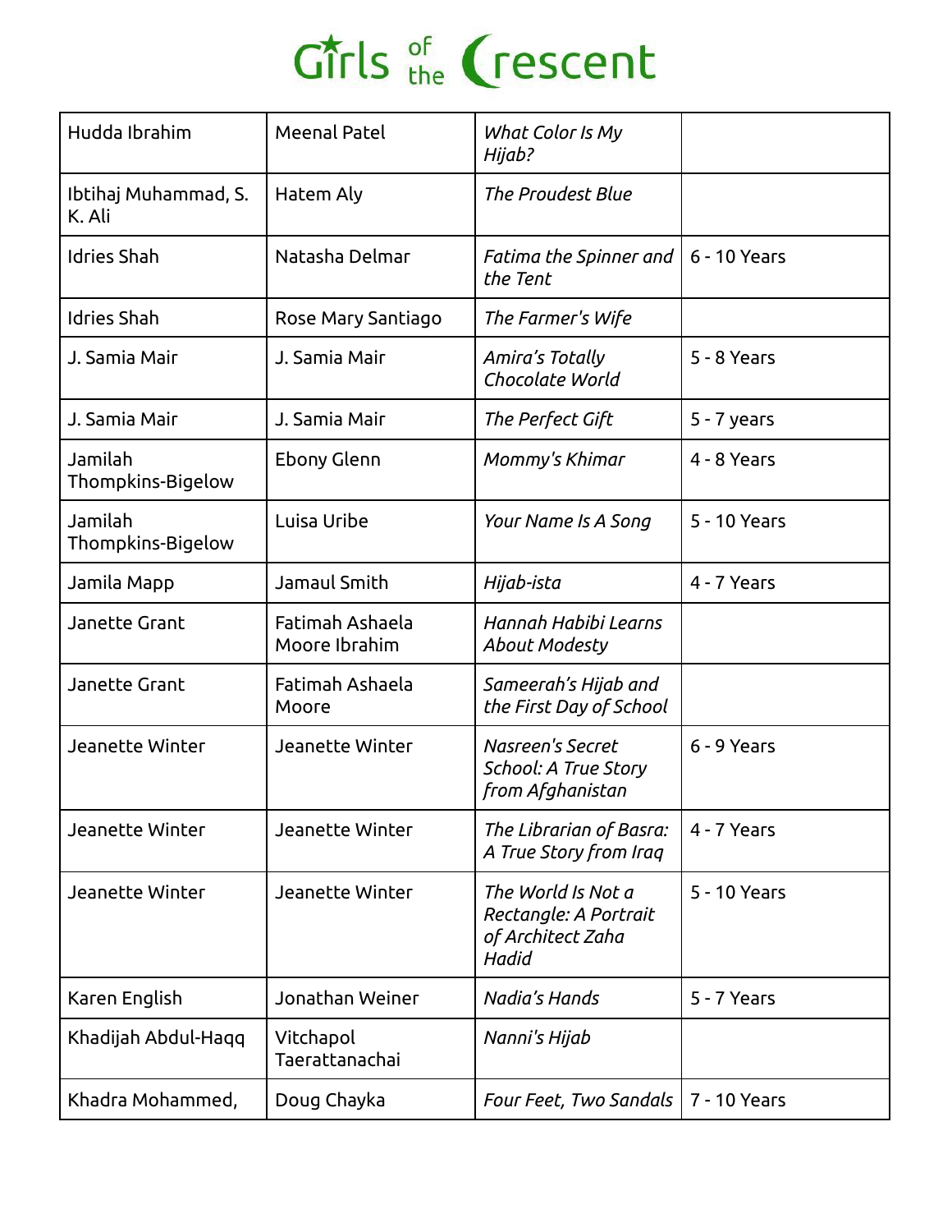| | | | |
|---|---|---|---|
| Hudda Ibrahim | Meenal Patel | *What Color Is My Hijab?* | |
| Ibtihaj Muhammad, S. K. Ali | Hatem Aly | *The Proudest Blue* | |
| Idries Shah | Natasha Delmar | *Fatima the Spinner and the Tent* | 6 - 10 Years |
| Idries Shah | Rose Mary Santiago | *The Farmer's Wife* | |
| J. Samia Mair | J. Samia Mair | *Amira's Totally Chocolate World* | 5 - 8 Years |
| J. Samia Mair | J. Samia Mair | *The Perfect Gift* | 5 - 7 years |
| Jamilah Thompkins-Bigelow | Ebony Glenn | *Mommy's Khimar* | 4 - 8 Years |
| Jamilah Thompkins-Bigelow | Luisa Uribe | *Your Name Is A Song* | 5 - 10 Years |
| Jamila Mapp | Jamaul Smith | *Hijab-ista* | 4 - 7 Years |
| Janette Grant | Fatimah Ashaela Moore Ibrahim | *Hannah Habibi Learns About Modesty* | |
| Janette Grant | Fatimah Ashaela Moore | *Sameerah's Hijab and the First Day of School* | |
| Jeanette Winter | Jeanette Winter | *Nasreen's Secret School: A True Story from Afghanistan* | 6 - 9 Years |
| Jeanette Winter | Jeanette Winter | *The Librarian of Basra: A True Story from Iraq* | 4 - 7 Years |
| Jeanette Winter | Jeanette Winter | *The World Is Not a Rectangle: A Portrait of Architect Zaha Hadid* | 5 - 10 Years |
| Karen English | Jonathan Weiner | *Nadia's Hands* | 5 - 7 Years |
| Khadijah Abdul-Haqq | Vitchapol Taerattanachai | *Nanni's Hijab* | |
| Khadra Mohammed, | Doug Chayka | *Four Feet, Two Sandals* | 7 - 10 Years |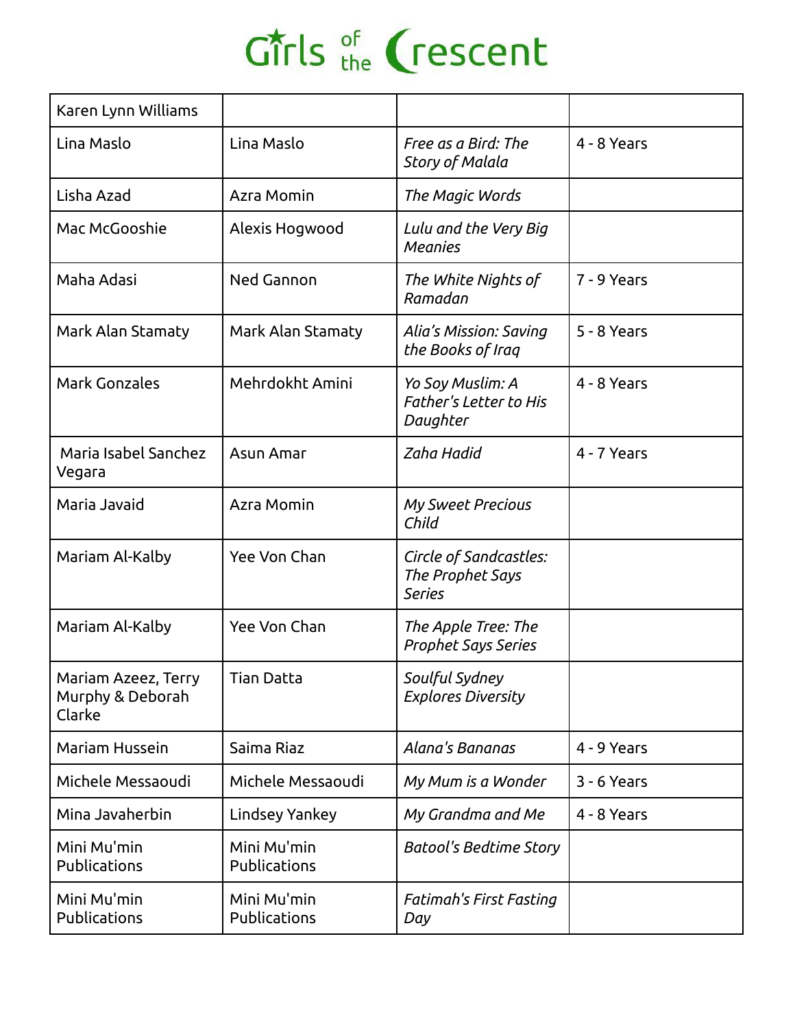| Karen Lynn Williams | | | |
|---|---|---|---|
| Lina Maslo | Lina Maslo | *Free as a Bird: The Story of Malala* | 4 - 8 Years |
| Lisha Azad | Azra Momin | *The Magic Words* | |
| Mac McGooshie | Alexis Hogwood | *Lulu and the Very Big Meanies* | |
| Maha Adasi | Ned Gannon | *The White Nights of Ramadan* | 7 - 9 Years |
| Mark Alan Stamaty | Mark Alan Stamaty | *Alia's Mission: Saving the Books of Iraq* | 5 - 8 Years |
| Mark Gonzales | Mehrdokht Amini | *Yo Soy Muslim: A Father's Letter to His Daughter* | 4 - 8 Years |
| Maria Isabel Sanchez Vegara | Asun Amar | *Zaha Hadid* | 4 - 7 Years |
| Maria Javaid | Azra Momin | *My Sweet Precious Child* | |
| Mariam Al-Kalby | Yee Von Chan | *Circle of Sandcastles: The Prophet Says Series* | |
| Mariam Al-Kalby | Yee Von Chan | *The Apple Tree: The Prophet Says Series* | |
| Mariam Azeez, Terry Murphy & Deborah Clarke | Tian Datta | *Soulful Sydney Explores Diversity* | |
| Mariam Hussein | Saima Riaz | *Alana's Bananas* | 4 - 9 Years |
| Michele Messaoudi | Michele Messaoudi | *My Mum is a Wonder* | 3 - 6 Years |
| Mina Javaherbin | Lindsey Yankey | *My Grandma and Me* | 4 - 8 Years |
| Mini Mu'min Publications | Mini Mu'min Publications | *Batool's Bedtime Story* | |
| Mini Mu'min Publications | Mini Mu'min Publications | *Fatimah's First Fasting Day* | |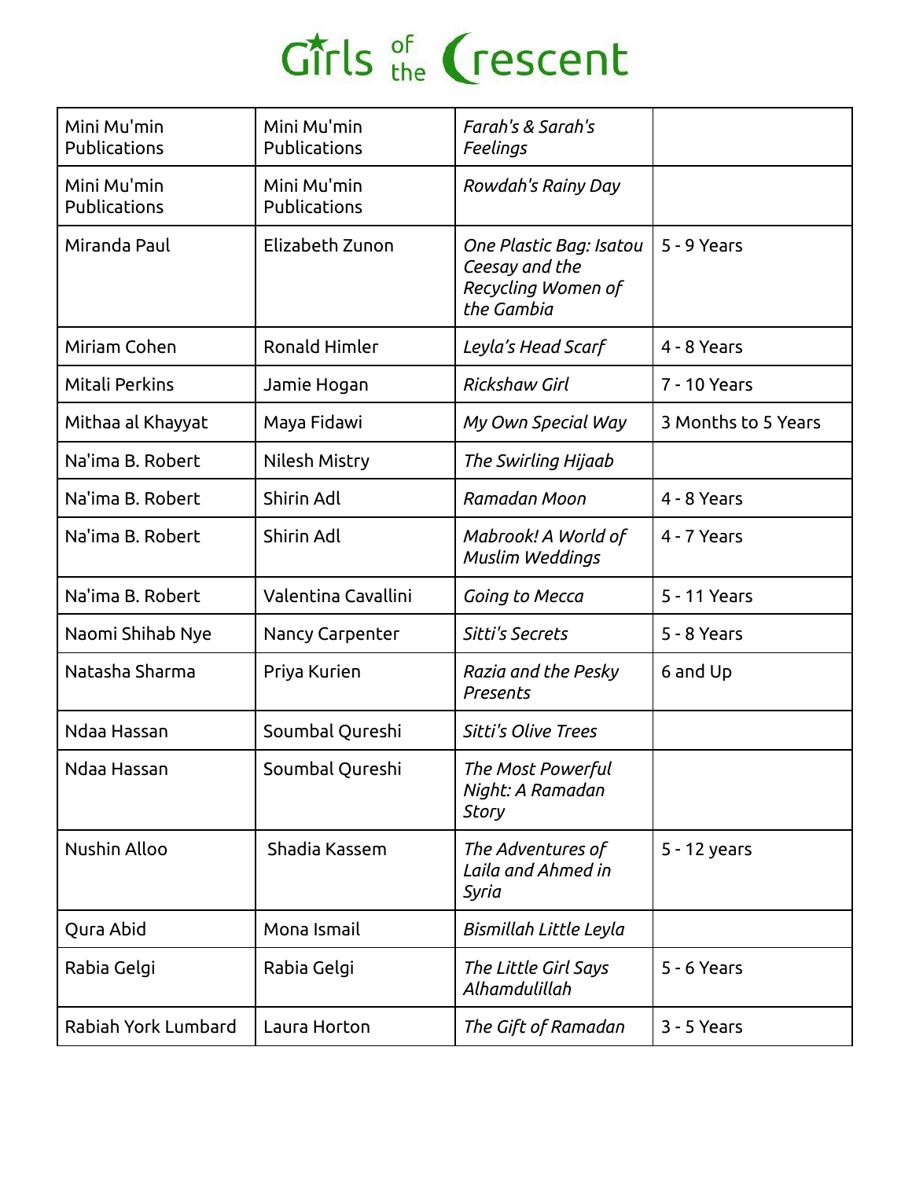# Girls of the Crescent

| | | | |
|---|---|---|---|
| Mini Mu'min Publications | Mini Mu'min Publications | *Farah's & Sarah's Feelings* | |
| Mini Mu'min Publications | Mini Mu'min Publications | *Rowdah's Rainy Day* | |
| Miranda Paul | Elizabeth Zunon | *One Plastic Bag: Isatou Ceesay and the Recycling Women of the Gambia* | 5 - 9 Years |
| Miriam Cohen | Ronald Himler | *Leyla's Head Scarf* | 4 - 8 Years |
| Mitali Perkins | Jamie Hogan | *Rickshaw Girl* | 7 - 10 Years |
| Mithaa al Khayyat | Maya Fidawi | *My Own Special Way* | 3 Months to 5 Years |
| Na'ima B. Robert | Nilesh Mistry | *The Swirling Hijaab* | |
| Na'ima B. Robert | Shirin Adl | *Ramadan Moon* | 4 - 8 Years |
| Na'ima B. Robert | Shirin Adl | *Mabrook! A World of Muslim Weddings* | 4 - 7 Years |
| Na'ima B. Robert | Valentina Cavallini | *Going to Mecca* | 5 - 11 Years |
| Naomi Shihab Nye | Nancy Carpenter | *Sitti's Secrets* | 5 - 8 Years |
| Natasha Sharma | Priya Kurien | *Razia and the Pesky Presents* | 6 and Up |
| Ndaa Hassan | Soumbal Qureshi | *Sitti's Olive Trees* | |
| Ndaa Hassan | Soumbal Qureshi | *The Most Powerful Night: A Ramadan Story* | |
| Nushin Alloo | Shadia Kassem | *The Adventures of Laila and Ahmed in Syria* | 5 - 12 years |
| Qura Abid | Mona Ismail | *Bismillah Little Leyla* | |
| Rabia Gelgi | Rabia Gelgi | *The Little Girl Says Alhamdulillah* | 5 - 6 Years |
| Rabiah York Lumbard | Laura Horton | *The Gift of Ramadan* | 3 - 5 Years |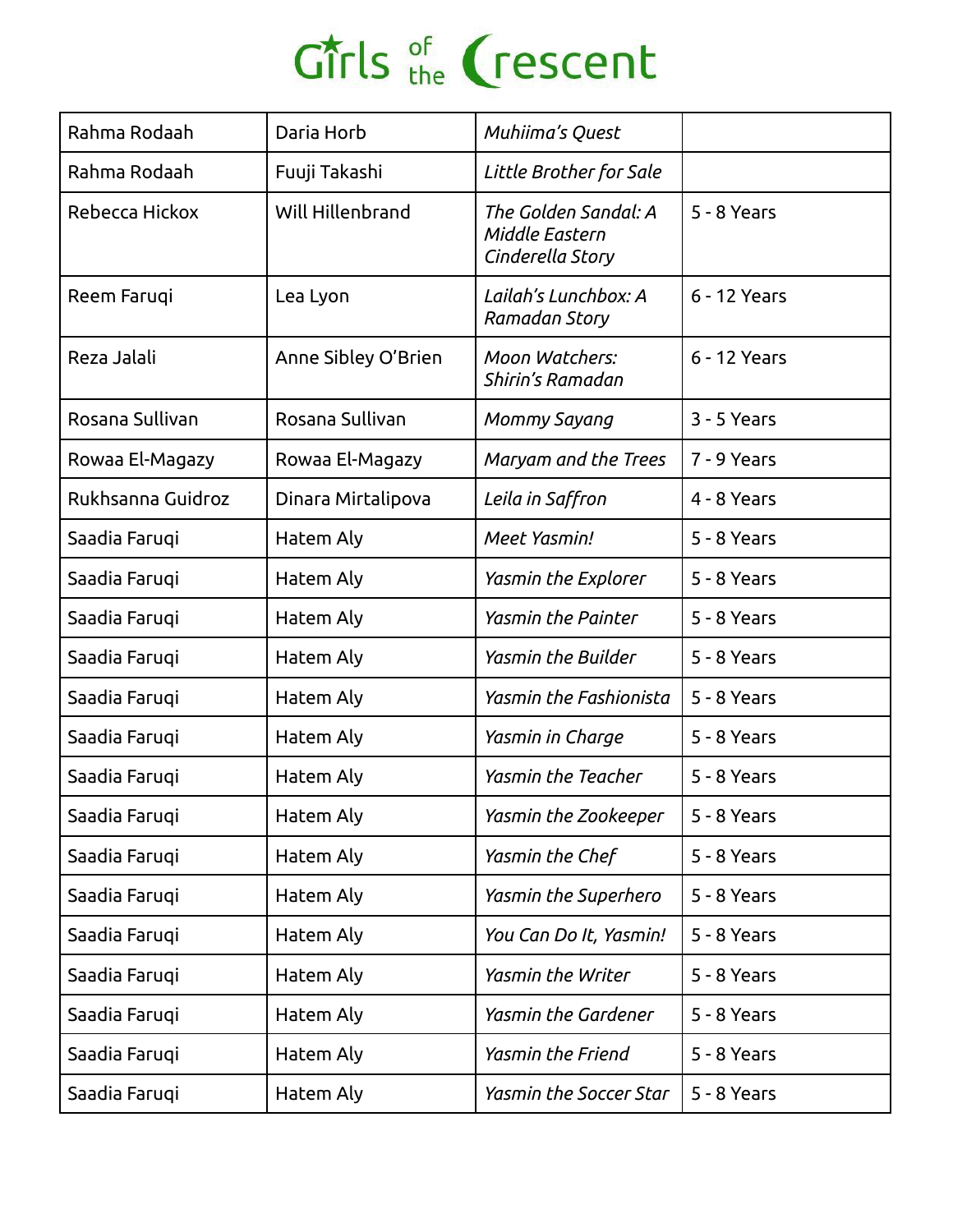Girls of the Crescent

| | | | |
|---|---|---|---|
| Rahma Rodaah | Daria Horb | *Muhiima's Quest* | |
| Rahma Rodaah | Fuuji Takashi | *Little Brother for Sale* | |
| Rebecca Hickox | Will Hillenbrand | *The Golden Sandal: A Middle Eastern Cinderella Story* | 5 - 8 Years |
| Reem Faruqi | Lea Lyon | *Lailah's Lunchbox: A Ramadan Story* | 6 - 12 Years |
| Reza Jalali | Anne Sibley O'Brien | *Moon Watchers: Shirin's Ramadan* | 6 - 12 Years |
| Rosana Sullivan | Rosana Sullivan | *Mommy Sayang* | 3 - 5 Years |
| Rowaa El-Magazy | Rowaa El-Magazy | *Maryam and the Trees* | 7 - 9 Years |
| Rukhsanna Guidroz | Dinara Mirtalipova | *Leila in Saffron* | 4 - 8 Years |
| Saadia Faruqi | Hatem Aly | *Meet Yasmin!* | 5 - 8 Years |
| Saadia Faruqi | Hatem Aly | *Yasmin the Explorer* | 5 - 8 Years |
| Saadia Faruqi | Hatem Aly | *Yasmin the Painter* | 5 - 8 Years |
| Saadia Faruqi | Hatem Aly | *Yasmin the Builder* | 5 - 8 Years |
| Saadia Faruqi | Hatem Aly | *Yasmin the Fashionista* | 5 - 8 Years |
| Saadia Faruqi | Hatem Aly | *Yasmin in Charge* | 5 - 8 Years |
| Saadia Faruqi | Hatem Aly | *Yasmin the Teacher* | 5 - 8 Years |
| Saadia Faruqi | Hatem Aly | *Yasmin the Zookeeper* | 5 - 8 Years |
| Saadia Faruqi | Hatem Aly | *Yasmin the Chef* | 5 - 8 Years |
| Saadia Faruqi | Hatem Aly | *Yasmin the Superhero* | 5 - 8 Years |
| Saadia Faruqi | Hatem Aly | *You Can Do It, Yasmin!* | 5 - 8 Years |
| Saadia Faruqi | Hatem Aly | *Yasmin the Writer* | 5 - 8 Years |
| Saadia Faruqi | Hatem Aly | *Yasmin the Gardener* | 5 - 8 Years |
| Saadia Faruqi | Hatem Aly | *Yasmin the Friend* | 5 - 8 Years |
| Saadia Faruqi | Hatem Aly | *Yasmin the Soccer Star* | 5 - 8 Years |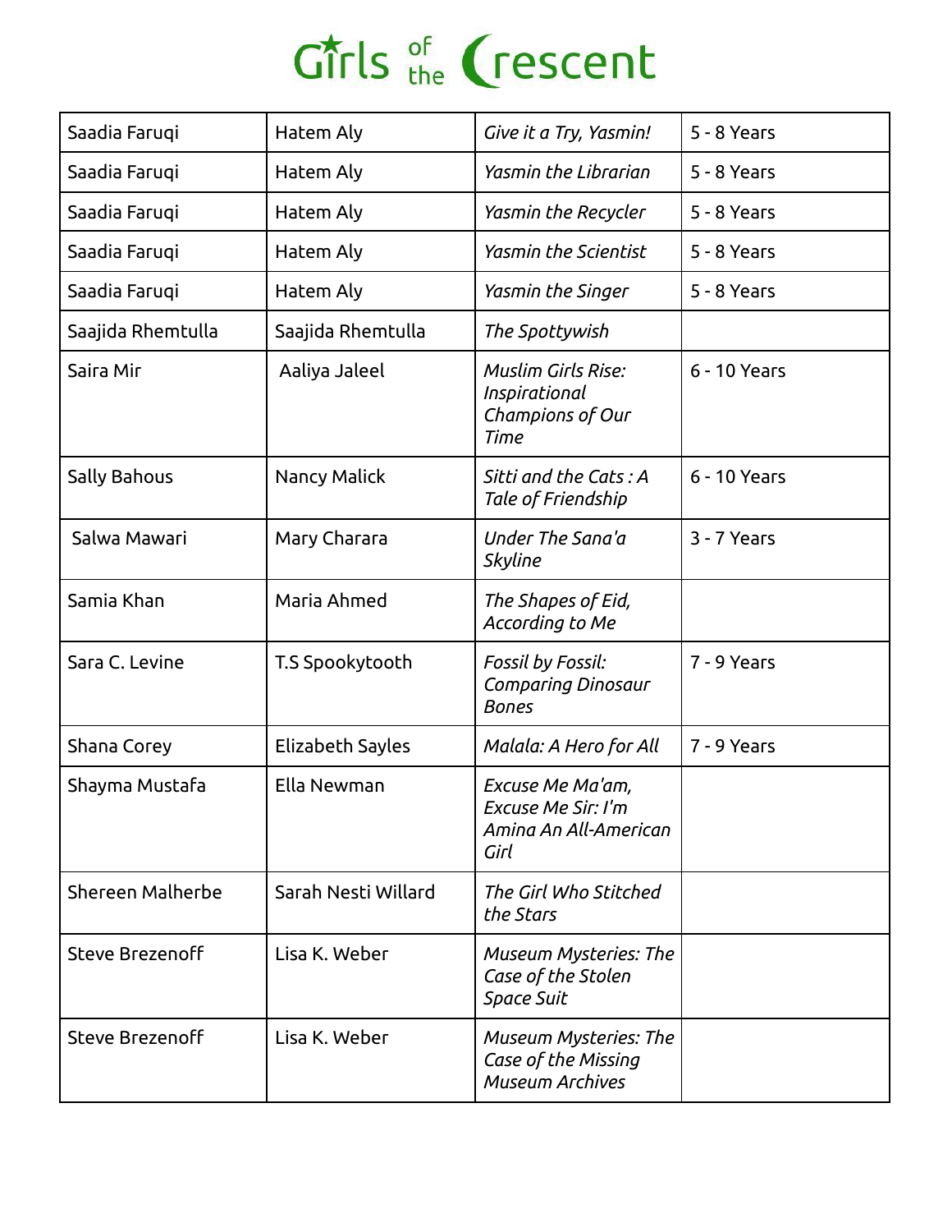# Girls of the Crescent

| | | | |
|---|---|---|---|
| Saadia Faruqi | Hatem Aly | *Give it a Try, Yasmin!* | 5 - 8 Years |
| Saadia Faruqi | Hatem Aly | *Yasmin the Librarian* | 5 - 8 Years |
| Saadia Faruqi | Hatem Aly | *Yasmin the Recycler* | 5 - 8 Years |
| Saadia Faruqi | Hatem Aly | *Yasmin the Scientist* | 5 - 8 Years |
| Saadia Faruqi | Hatem Aly | *Yasmin the Singer* | 5 - 8 Years |
| Saajida Rhemtulla | Saajida Rhemtulla | *The Spottywish* | |
| Saira Mir | Aaliya Jaleel | *Muslim Girls Rise: Inspirational Champions of Our Time* | 6 - 10 Years |
| Sally Bahous | Nancy Malick | *Sitti and the Cats : A Tale of Friendship* | 6 - 10 Years |
| Salwa Mawari | Mary Charara | *Under The Sana'a Skyline* | 3 - 7 Years |
| Samia Khan | Maria Ahmed | *The Shapes of Eid, According to Me* | |
| Sara C. Levine | T.S Spookytooth | *Fossil by Fossil: Comparing Dinosaur Bones* | 7 - 9 Years |
| Shana Corey | Elizabeth Sayles | *Malala: A Hero for All* | 7 - 9 Years |
| Shayma Mustafa | Ella Newman | *Excuse Me Ma'am, Excuse Me Sir: I'm Amina An All-American Girl* | |
| Shereen Malherbe | Sarah Nesti Willard | *The Girl Who Stitched the Stars* | |
| Steve Brezenoff | Lisa K. Weber | *Museum Mysteries: The Case of the Stolen Space Suit* | |
| Steve Brezenoff | Lisa K. Weber | *Museum Mysteries: The Case of the Missing Museum Archives* | |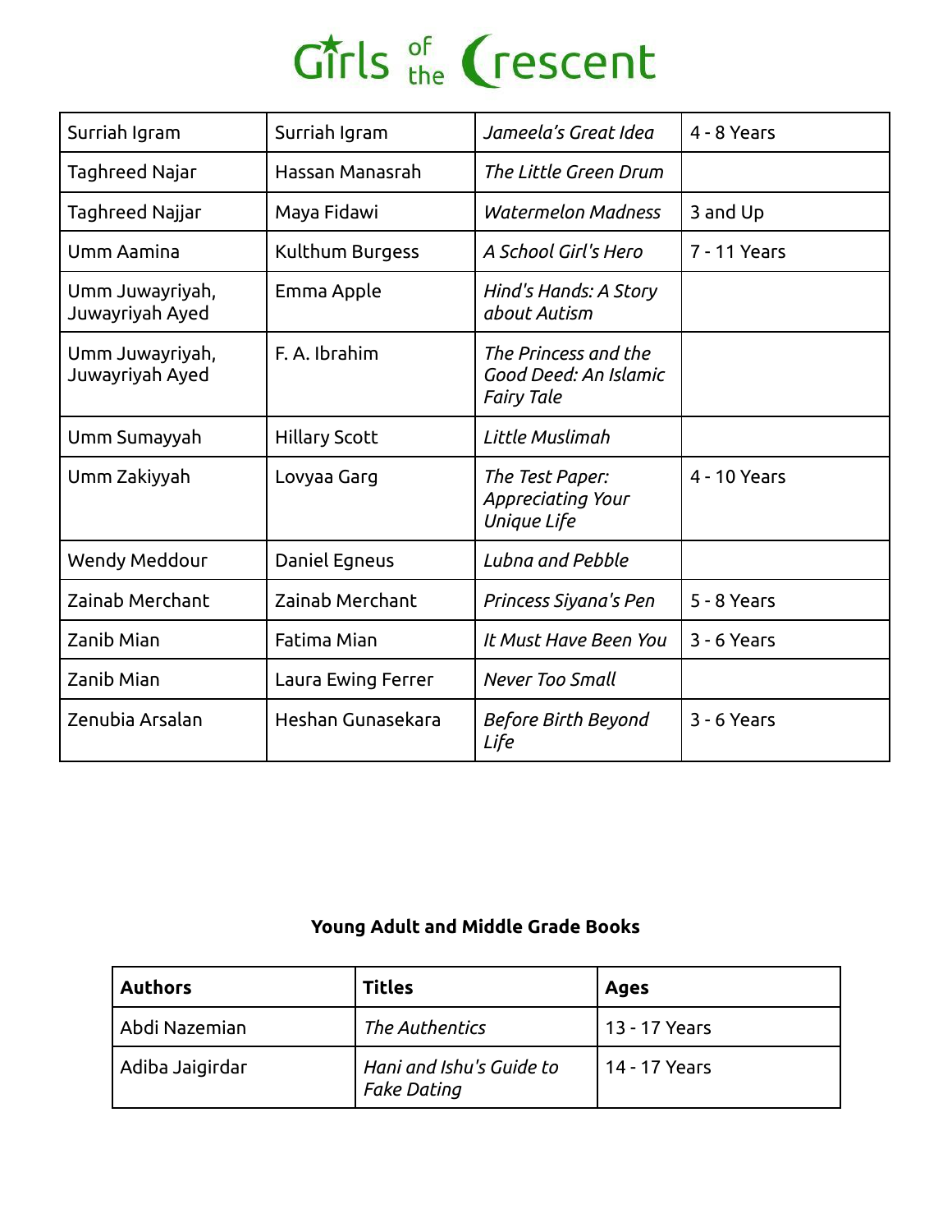| | | | |
|---|---|---|---|
| Surriah Igram | Surriah Igram | *Jameela's Great Idea* | 4 - 8 Years |
| Taghreed Najar | Hassan Manasrah | *The Little Green Drum* | |
| Taghreed Najjar | Maya Fidawi | *Watermelon Madness* | 3 and Up |
| Umm Aamina | Kulthum Burgess | *A School Girl's Hero* | 7 - 11 Years |
| Umm Juwayriyah, Juwayriyah Ayed | Emma Apple | *Hind's Hands: A Story about Autism* | |
| Umm Juwayriyah, Juwayriyah Ayed | F. A. Ibrahim | *The Princess and the Good Deed: An Islamic Fairy Tale* | |
| Umm Sumayyah | Hillary Scott | *Little Muslimah* | |
| Umm Zakiyyah | Lovyaa Garg | *The Test Paper: Appreciating Your Unique Life* | 4 - 10 Years |
| Wendy Meddour | Daniel Egneus | *Lubna and Pebble* | |
| Zainab Merchant | Zainab Merchant | *Princess Siyana's Pen* | 5 - 8 Years |
| Zanib Mian | Fatima Mian | *It Must Have Been You* | 3 - 6 Years |
| Zanib Mian | Laura Ewing Ferrer | *Never Too Small* | |
| Zenubia Arsalan | Heshan Gunasekara | *Before Birth Beyond Life* | 3 - 6 Years |

**Young Adult and Middle Grade Books**

| **Authors** | **Titles** | **Ages** |
|---|---|---|
| Abdi Nazemian | *The Authentics* | 13 - 17 Years |
| Adiba Jaigirdar | *Hani and Ishu's Guide to Fake Dating* | 14 - 17 Years |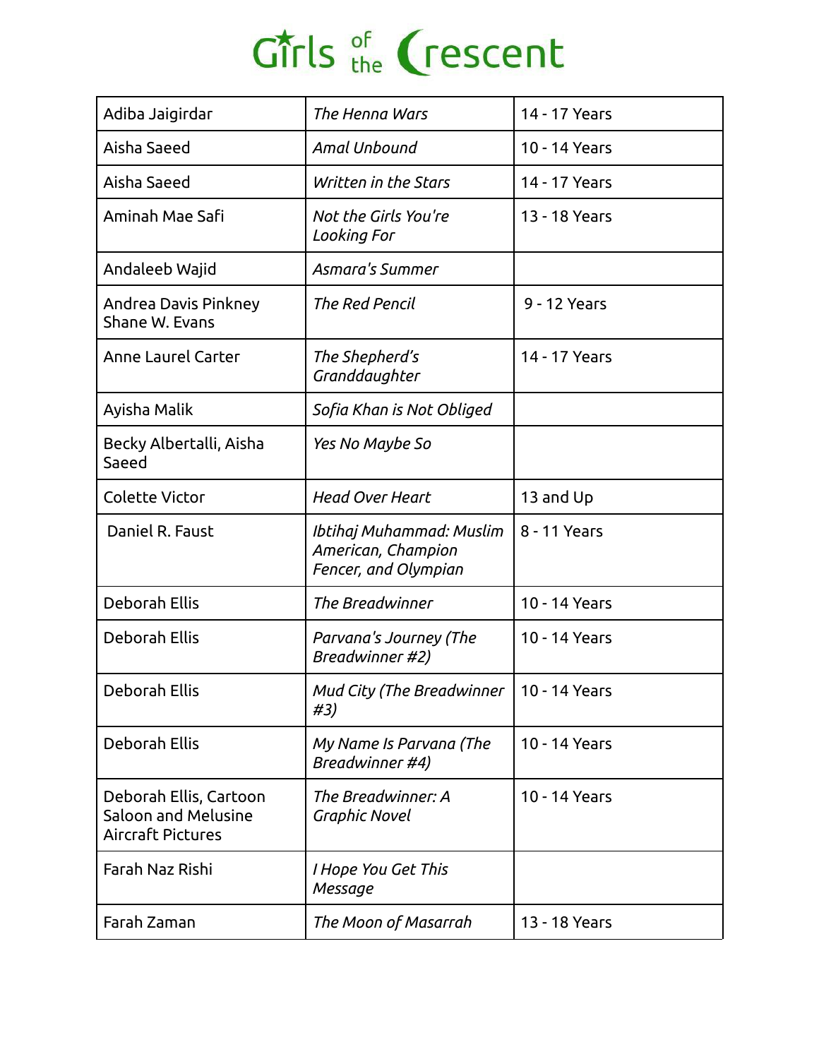# Girls of the Crescent

| | | |
|---|---|---|
| Adiba Jaigirdar | *The Henna Wars* | 14 - 17 Years |
| Aisha Saeed | *Amal Unbound* | 10 - 14 Years |
| Aisha Saeed | *Written in the Stars* | 14 - 17 Years |
| Aminah Mae Safi | *Not the Girls You're Looking For* | 13 - 18 Years |
| Andaleeb Wajid | *Asmara's Summer* | |
| Andrea Davis Pinkney Shane W. Evans | *The Red Pencil* | 9 - 12 Years |
| Anne Laurel Carter | *The Shepherd's Granddaughter* | 14 - 17 Years |
| Ayisha Malik | *Sofia Khan is Not Obliged* | |
| Becky Albertalli, Aisha Saeed | *Yes No Maybe So* | |
| Colette Victor | *Head Over Heart* | 13 and Up |
| Daniel R. Faust | *Ibtihaj Muhammad: Muslim American, Champion Fencer, and Olympian* | 8 - 11 Years |
| Deborah Ellis | *The Breadwinner* | 10 - 14 Years |
| Deborah Ellis | *Parvana's Journey (The Breadwinner #2)* | 10 - 14 Years |
| Deborah Ellis | *Mud City (The Breadwinner #3)* | 10 - 14 Years |
| Deborah Ellis | *My Name Is Parvana (The Breadwinner #4)* | 10 - 14 Years |
| Deborah Ellis, Cartoon Saloon and Melusine Aircraft Pictures | *The Breadwinner: A Graphic Novel* | 10 - 14 Years |
| Farah Naz Rishi | *I Hope You Get This Message* | |
| Farah Zaman | *The Moon of Masarrah* | 13 - 18 Years |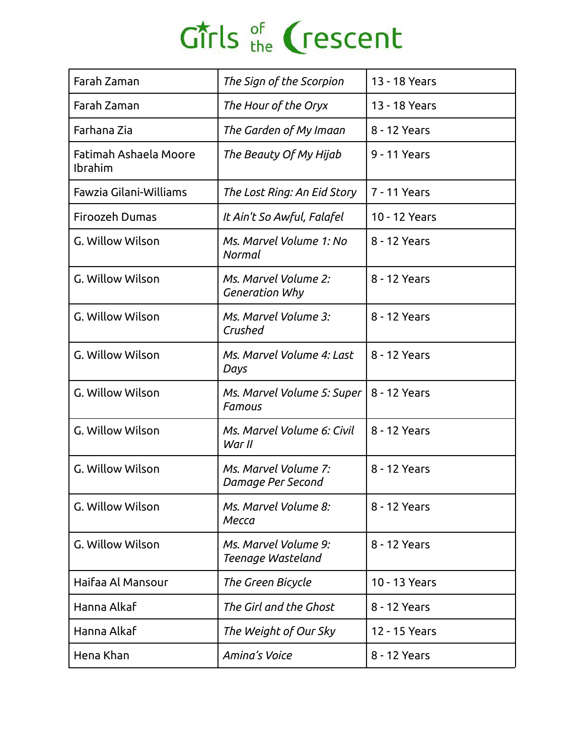| Farah Zaman | *The Sign of the Scorpion* | 13 - 18 Years |
|---|---|---|
| Farah Zaman | *The Hour of the Oryx* | 13 - 18 Years |
| Farhana Zia | *The Garden of My Imaan* | 8 - 12 Years |
| Fatimah Ashaela Moore Ibrahim | *The Beauty Of My Hijab* | 9 - 11 Years |
| Fawzia Gilani-Williams | *The Lost Ring: An Eid Story* | 7 - 11 Years |
| Firoozeh Dumas | *It Ain't So Awful, Falafel* | 10 - 12 Years |
| G. Willow Wilson | *Ms. Marvel Volume 1: No Normal* | 8 - 12 Years |
| G. Willow Wilson | *Ms. Marvel Volume 2: Generation Why* | 8 - 12 Years |
| G. Willow Wilson | *Ms. Marvel Volume 3: Crushed* | 8 - 12 Years |
| G. Willow Wilson | *Ms. Marvel Volume 4: Last Days* | 8 - 12 Years |
| G. Willow Wilson | *Ms. Marvel Volume 5: Super Famous* | 8 - 12 Years |
| G. Willow Wilson | *Ms. Marvel Volume 6: Civil War II* | 8 - 12 Years |
| G. Willow Wilson | *Ms. Marvel Volume 7: Damage Per Second* | 8 - 12 Years |
| G. Willow Wilson | *Ms. Marvel Volume 8: Mecca* | 8 - 12 Years |
| G. Willow Wilson | *Ms. Marvel Volume 9: Teenage Wasteland* | 8 - 12 Years |
| Haifaa Al Mansour | *The Green Bicycle* | 10 - 13 Years |
| Hanna Alkaf | *The Girl and the Ghost* | 8 - 12 Years |
| Hanna Alkaf | *The Weight of Our Sky* | 12 - 15 Years |
| Hena Khan | *Amina's Voice* | 8 - 12 Years |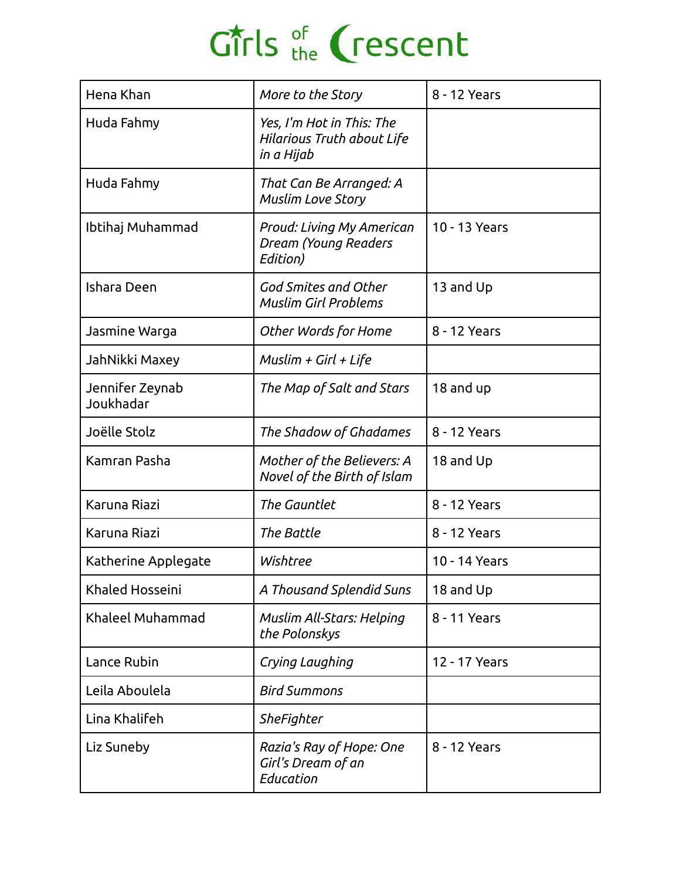# Girls of the Crescent

| Hena Khan | *More to the Story* | 8 - 12 Years |
|---|---|---|
| Huda Fahmy | *Yes, I'm Hot in This: The Hilarious Truth about Life in a Hijab* | |
| Huda Fahmy | *That Can Be Arranged: A Muslim Love Story* | |
| Ibtihaj Muhammad | *Proud: Living My American Dream (Young Readers Edition)* | 10 - 13 Years |
| Ishara Deen | *God Smites and Other Muslim Girl Problems* | 13 and Up |
| Jasmine Warga | *Other Words for Home* | 8 - 12 Years |
| JahNikki Maxey | *Muslim + Girl + Life* | |
| Jennifer Zeynab Joukhadar | *The Map of Salt and Stars* | 18 and up |
| Joëlle Stolz | *The Shadow of Ghadames* | 8 - 12 Years |
| Kamran Pasha | *Mother of the Believers: A Novel of the Birth of Islam* | 18 and Up |
| Karuna Riazi | *The Gauntlet* | 8 - 12 Years |
| Karuna Riazi | *The Battle* | 8 - 12 Years |
| Katherine Applegate | *Wishtree* | 10 - 14 Years |
| Khaled Hosseini | *A Thousand Splendid Suns* | 18 and Up |
| Khaleel Muhammad | *Muslim All-Stars: Helping the Polonskys* | 8 - 11 Years |
| Lance Rubin | *Crying Laughing* | 12 - 17 Years |
| Leila Aboulela | *Bird Summons* | |
| Lina Khalifeh | *SheFighter* | |
| Liz Suneby | *Razia's Ray of Hope: One Girl's Dream of an Education* | 8 - 12 Years |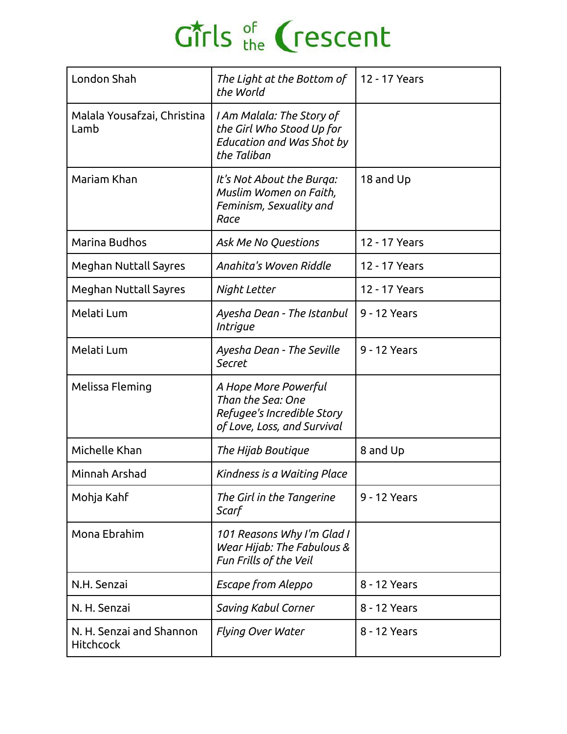# Girls of the Crescent

| | | |
|---|---|---|
| London Shah | *The Light at the Bottom of the World* | 12 - 17 Years |
| Malala Yousafzai, Christina Lamb | *I Am Malala: The Story of the Girl Who Stood Up for Education and Was Shot by the Taliban* | |
| Mariam Khan | *It's Not About the Burqa: Muslim Women on Faith, Feminism, Sexuality and Race* | 18 and Up |
| Marina Budhos | *Ask Me No Questions* | 12 - 17 Years |
| Meghan Nuttall Sayres | *Anahita's Woven Riddle* | 12 - 17 Years |
| Meghan Nuttall Sayres | *Night Letter* | 12 - 17 Years |
| Melati Lum | *Ayesha Dean - The Istanbul Intrigue* | 9 - 12 Years |
| Melati Lum | *Ayesha Dean - The Seville Secret* | 9 - 12 Years |
| Melissa Fleming | *A Hope More Powerful Than the Sea: One Refugee's Incredible Story of Love, Loss, and Survival* | |
| Michelle Khan | *The Hijab Boutique* | 8 and Up |
| Minnah Arshad | *Kindness is a Waiting Place* | |
| Mohja Kahf | *The Girl in the Tangerine Scarf* | 9 - 12 Years |
| Mona Ebrahim | *101 Reasons Why I'm Glad I Wear Hijab: The Fabulous & Fun Frills of the Veil* | |
| N.H. Senzai | *Escape from Aleppo* | 8 - 12 Years |
| N. H. Senzai | *Saving Kabul Corner* | 8 - 12 Years |
| N. H. Senzai and Shannon Hitchcock | *Flying Over Water* | 8 - 12 Years |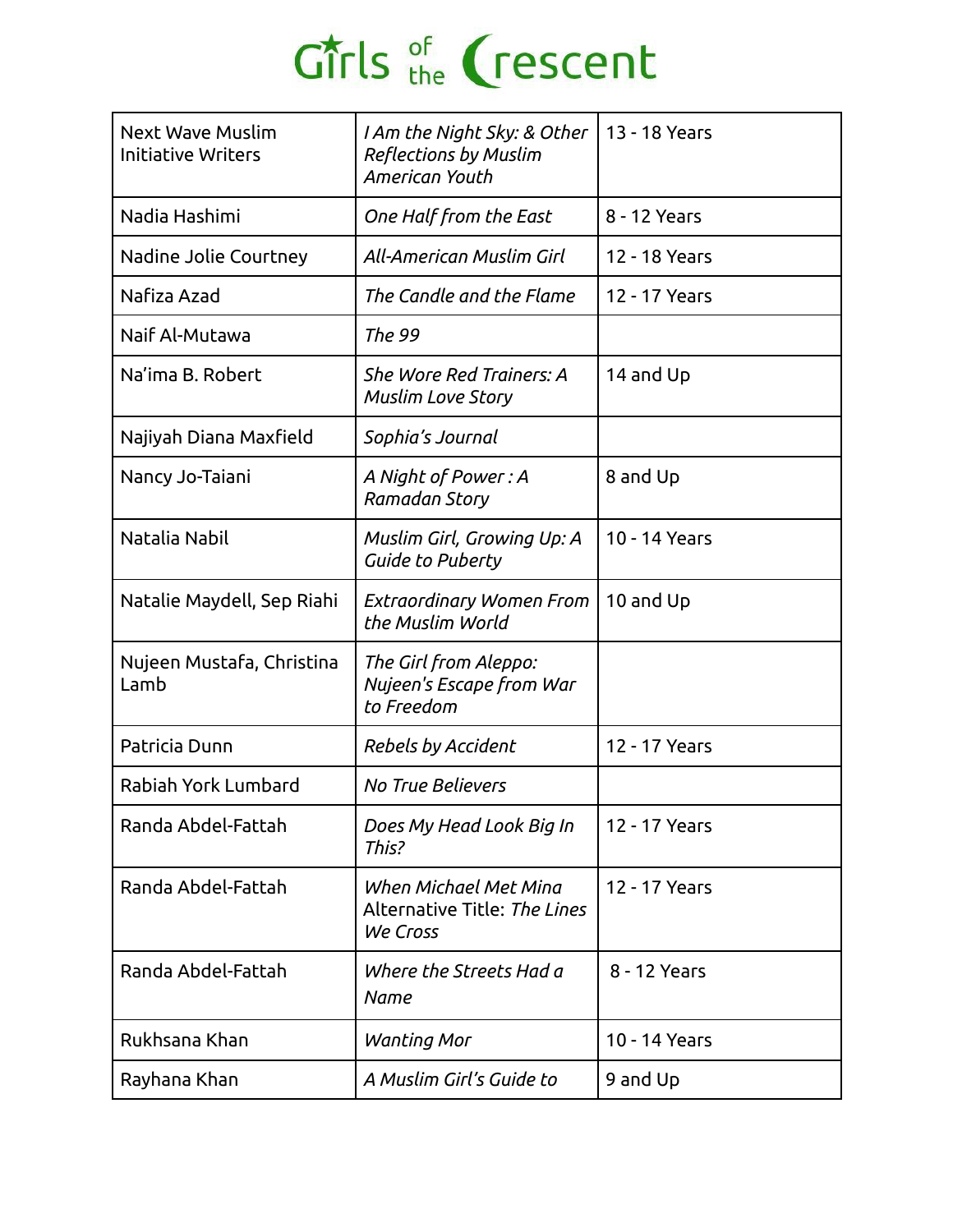# Girls of the Crescent

| | | |
|---|---|---|
| Next Wave Muslim Initiative Writers | *I Am the Night Sky: & Other Reflections by Muslim American Youth* | 13 - 18 Years |
| Nadia Hashimi | *One Half from the East* | 8 - 12 Years |
| Nadine Jolie Courtney | *All-American Muslim Girl* | 12 - 18 Years |
| Nafiza Azad | *The Candle and the Flame* | 12 - 17 Years |
| Naif Al-Mutawa | *The 99* | |
| Na'ima B. Robert | *She Wore Red Trainers: A Muslim Love Story* | 14 and Up |
| Najiyah Diana Maxfield | *Sophia's Journal* | |
| Nancy Jo-Taiani | *A Night of Power : A Ramadan Story* | 8 and Up |
| Natalia Nabil | *Muslim Girl, Growing Up: A Guide to Puberty* | 10 - 14 Years |
| Natalie Maydell, Sep Riahi | *Extraordinary Women From the Muslim World* | 10 and Up |
| Nujeen Mustafa, Christina Lamb | *The Girl from Aleppo: Nujeen's Escape from War to Freedom* | |
| Patricia Dunn | *Rebels by Accident* | 12 - 17 Years |
| Rabiah York Lumbard | *No True Believers* | |
| Randa Abdel-Fattah | *Does My Head Look Big In This?* | 12 - 17 Years |
| Randa Abdel-Fattah | *When Michael Met Mina* Alternative Title: *The Lines We Cross* | 12 - 17 Years |
| Randa Abdel-Fattah | *Where the Streets Had a Name* | 8 - 12 Years |
| Rukhsana Khan | *Wanting Mor* | 10 - 14 Years |
| Rayhana Khan | *A Muslim Girl's Guide to* | 9 and Up |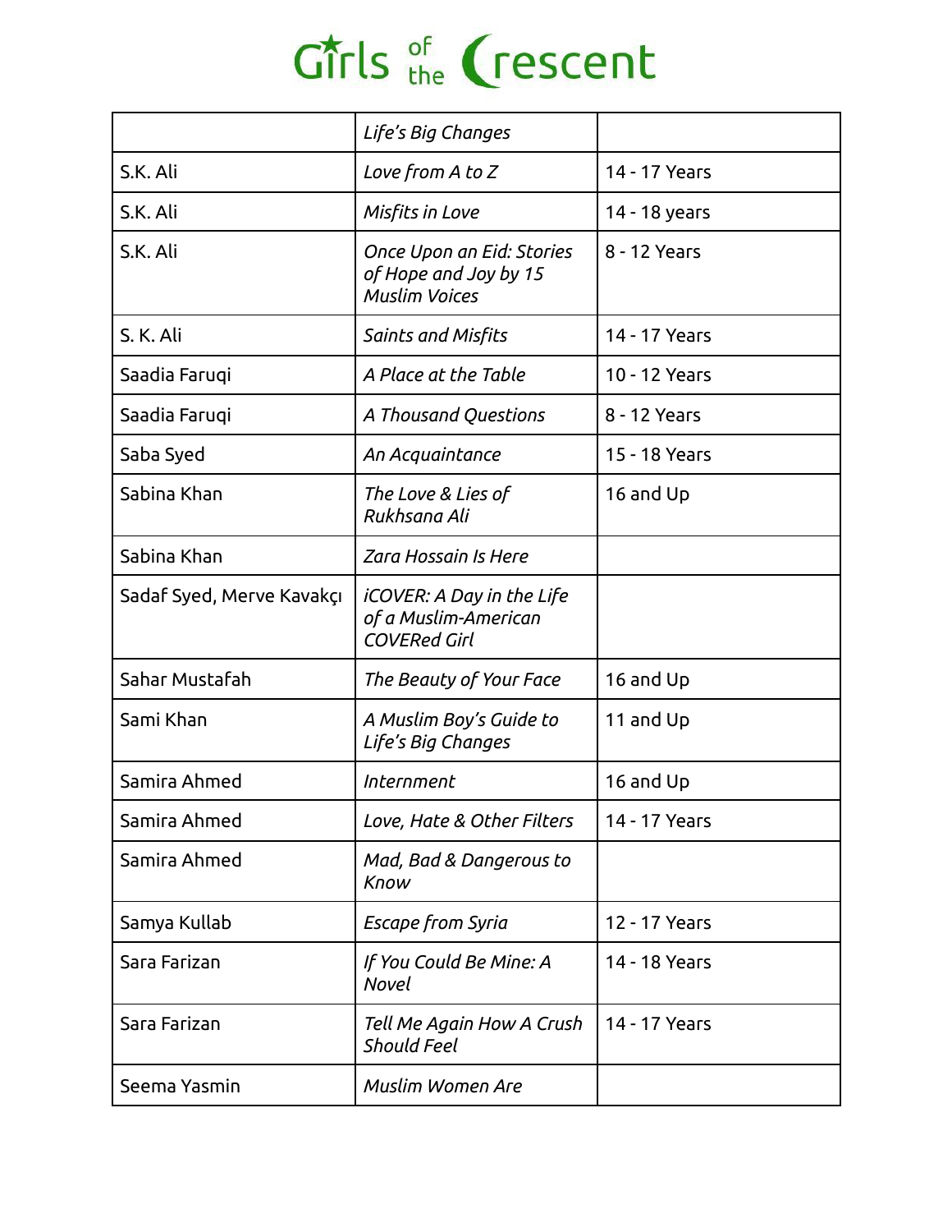| | | |
|---|---|---|
| | *Life's Big Changes* | |
| S.K. Ali | *Love from A to Z* | 14 - 17 Years |
| S.K. Ali | *Misfits in Love* | 14 - 18 years |
| S.K. Ali | *Once Upon an Eid: Stories of Hope and Joy by 15 Muslim Voices* | 8 - 12 Years |
| S. K. Ali | *Saints and Misfits* | 14 - 17 Years |
| Saadia Faruqi | *A Place at the Table* | 10 - 12 Years |
| Saadia Faruqi | *A Thousand Questions* | 8 - 12 Years |
| Saba Syed | *An Acquaintance* | 15 - 18 Years |
| Sabina Khan | *The Love & Lies of Rukhsana Ali* | 16 and Up |
| Sabina Khan | *Zara Hossain Is Here* | |
| Sadaf Syed, Merve Kavakçı | *iCOVER: A Day in the Life of a Muslim-American COVERed Girl* | |
| Sahar Mustafah | *The Beauty of Your Face* | 16 and Up |
| Sami Khan | *A Muslim Boy's Guide to Life's Big Changes* | 11 and Up |
| Samira Ahmed | *Internment* | 16 and Up |
| Samira Ahmed | *Love, Hate & Other Filters* | 14 - 17 Years |
| Samira Ahmed | *Mad, Bad & Dangerous to Know* | |
| Samya Kullab | *Escape from Syria* | 12 - 17 Years |
| Sara Farizan | *If You Could Be Mine: A Novel* | 14 - 18 Years |
| Sara Farizan | *Tell Me Again How A Crush Should Feel* | 14 - 17 Years |
| Seema Yasmin | *Muslim Women Are* | |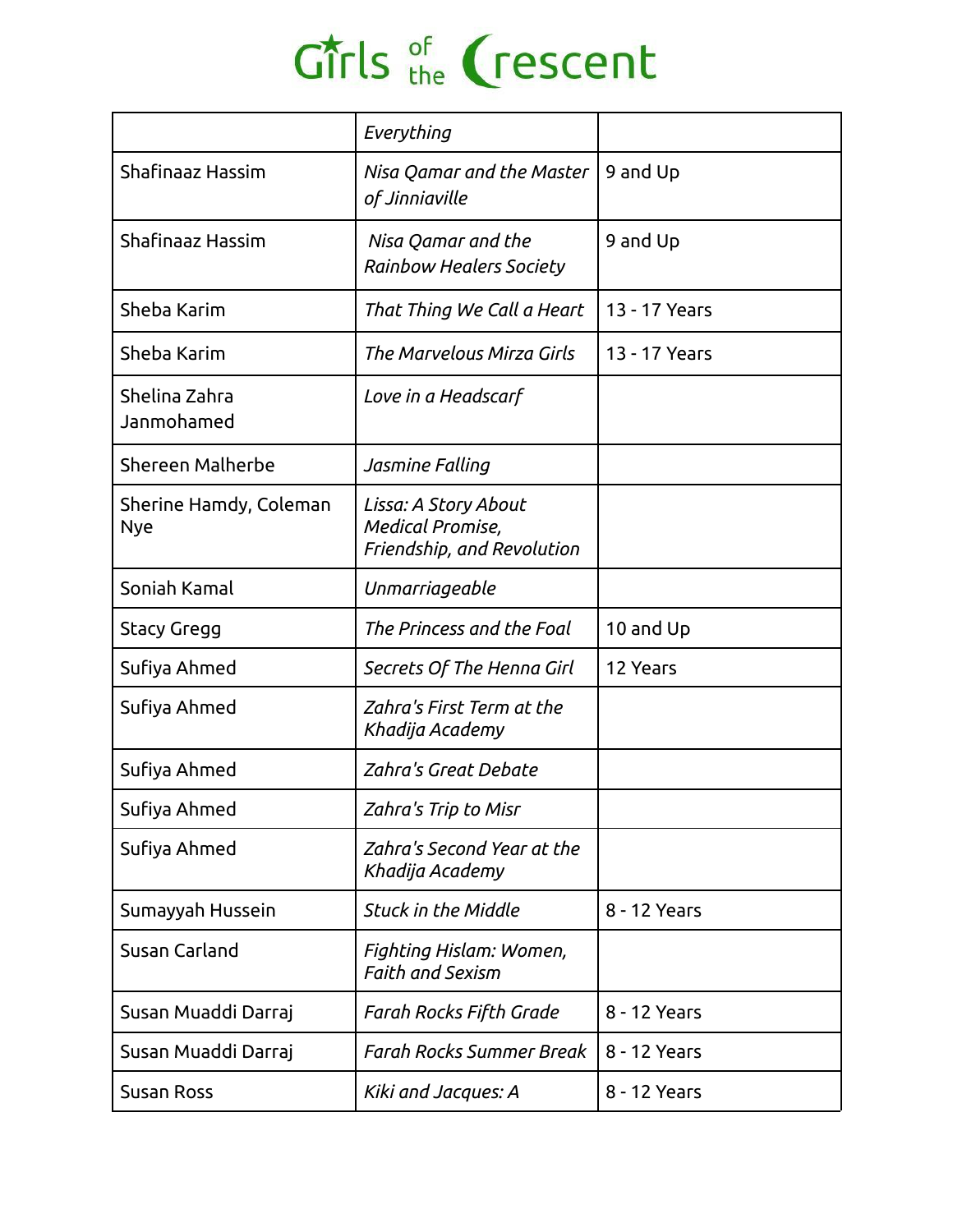# Girls of the Crescent

| | | |
|---|---|---|
| | *Everything* | |
| Shafinaaz Hassim | *Nisa Qamar and the Master of Jinniaville* | 9 and Up |
| Shafinaaz Hassim | *Nisa Qamar and the Rainbow Healers Society* | 9 and Up |
| Sheba Karim | *That Thing We Call a Heart* | 13 - 17 Years |
| Sheba Karim | *The Marvelous Mirza Girls* | 13 - 17 Years |
| Shelina Zahra Janmohamed | *Love in a Headscarf* | |
| Shereen Malherbe | *Jasmine Falling* | |
| Sherine Hamdy, Coleman Nye | *Lissa: A Story About Medical Promise, Friendship, and Revolution* | |
| Soniah Kamal | *Unmarriageable* | |
| Stacy Gregg | *The Princess and the Foal* | 10 and Up |
| Sufiya Ahmed | *Secrets Of The Henna Girl* | 12 Years |
| Sufiya Ahmed | *Zahra's First Term at the Khadija Academy* | |
| Sufiya Ahmed | *Zahra's Great Debate* | |
| Sufiya Ahmed | *Zahra's Trip to Misr* | |
| Sufiya Ahmed | *Zahra's Second Year at the Khadija Academy* | |
| Sumayyah Hussein | *Stuck in the Middle* | 8 - 12 Years |
| Susan Carland | *Fighting Hislam: Women, Faith and Sexism* | |
| Susan Muaddi Darraj | *Farah Rocks Fifth Grade* | 8 - 12 Years |
| Susan Muaddi Darraj | *Farah Rocks Summer Break* | 8 - 12 Years |
| Susan Ross | *Kiki and Jacques: A* | 8 - 12 Years |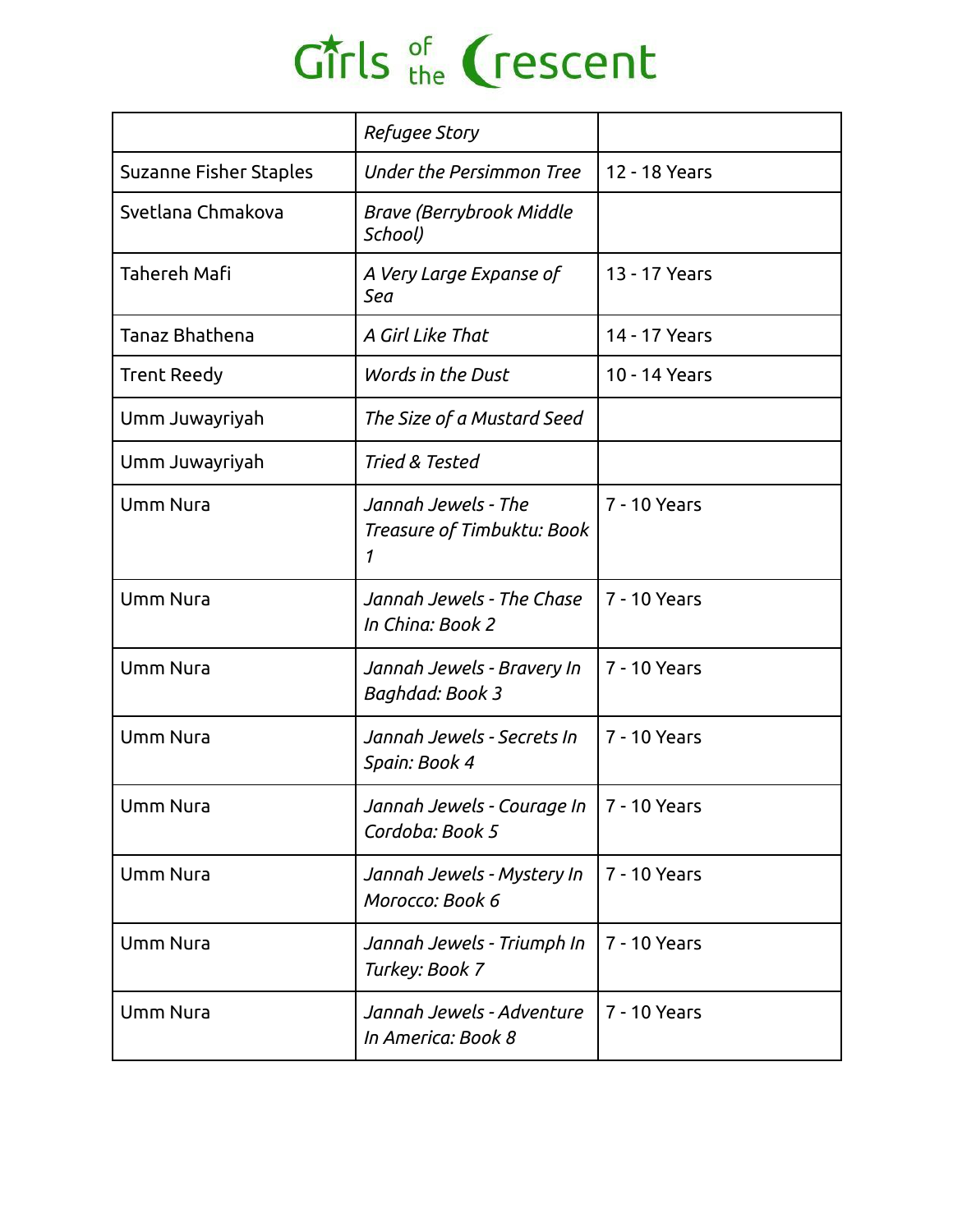| | *Refugee Story* | |
|---|---|---|
| Suzanne Fisher Staples | *Under the Persimmon Tree* | 12 - 18 Years |
| Svetlana Chmakova | *Brave (Berrybrook Middle School)* | |
| Tahereh Mafi | *A Very Large Expanse of Sea* | 13 - 17 Years |
| Tanaz Bhathena | *A Girl Like That* | 14 - 17 Years |
| Trent Reedy | *Words in the Dust* | 10 - 14 Years |
| Umm Juwayriyah | *The Size of a Mustard Seed* | |
| Umm Juwayriyah | *Tried & Tested* | |
| Umm Nura | *Jannah Jewels - The Treasure of Timbuktu: Book 1* | 7 - 10 Years |
| Umm Nura | *Jannah Jewels - The Chase In China: Book 2* | 7 - 10 Years |
| Umm Nura | *Jannah Jewels - Bravery In Baghdad: Book 3* | 7 - 10 Years |
| Umm Nura | *Jannah Jewels - Secrets In Spain: Book 4* | 7 - 10 Years |
| Umm Nura | *Jannah Jewels - Courage In Cordoba: Book 5* | 7 - 10 Years |
| Umm Nura | *Jannah Jewels - Mystery In Morocco: Book 6* | 7 - 10 Years |
| Umm Nura | *Jannah Jewels - Triumph In Turkey: Book 7* | 7 - 10 Years |
| Umm Nura | *Jannah Jewels - Adventure In America: Book 8* | 7 - 10 Years |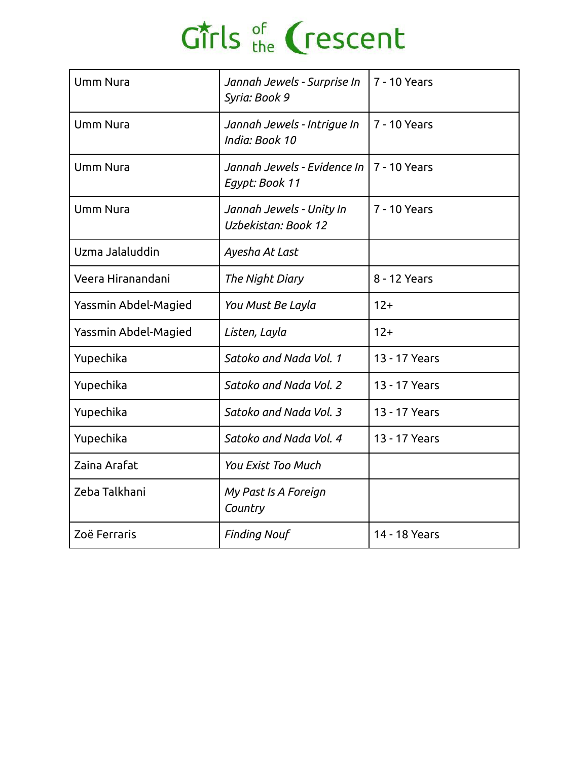| | | |
|---|---|---|
| Umm Nura | *Jannah Jewels - Surprise In Syria: Book 9* | 7 - 10 Years |
| Umm Nura | *Jannah Jewels - Intrigue In India: Book 10* | 7 - 10 Years |
| Umm Nura | *Jannah Jewels - Evidence In Egypt: Book 11* | 7 - 10 Years |
| Umm Nura | *Jannah Jewels - Unity In Uzbekistan: Book 12* | 7 - 10 Years |
| Uzma Jalaluddin | *Ayesha At Last* | |
| Veera Hiranandani | *The Night Diary* | 8 - 12 Years |
| Yassmin Abdel-Magied | *You Must Be Layla* | 12+ |
| Yassmin Abdel-Magied | *Listen, Layla* | 12+ |
| Yupechika | *Satoko and Nada Vol. 1* | 13 - 17 Years |
| Yupechika | *Satoko and Nada Vol. 2* | 13 - 17 Years |
| Yupechika | *Satoko and Nada Vol. 3* | 13 - 17 Years |
| Yupechika | *Satoko and Nada Vol. 4* | 13 - 17 Years |
| Zaina Arafat | *You Exist Too Much* | |
| Zeba Talkhani | *My Past Is A Foreign Country* | |
| Zoë Ferraris | *Finding Nouf* | 14 - 18 Years |